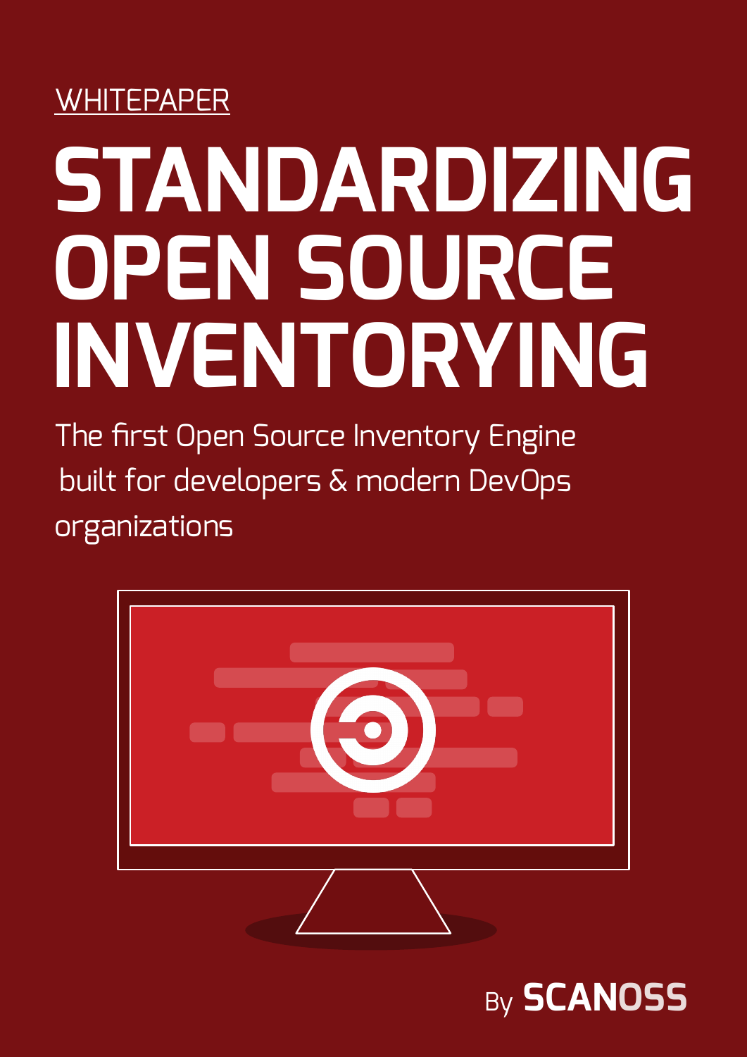WHITEPAPER

# STANDARDIZING OPEN SOURCE INVENTORYING

The first Open Source Inventory Engine built for developers & modern DevOps organizations

By SCANOSS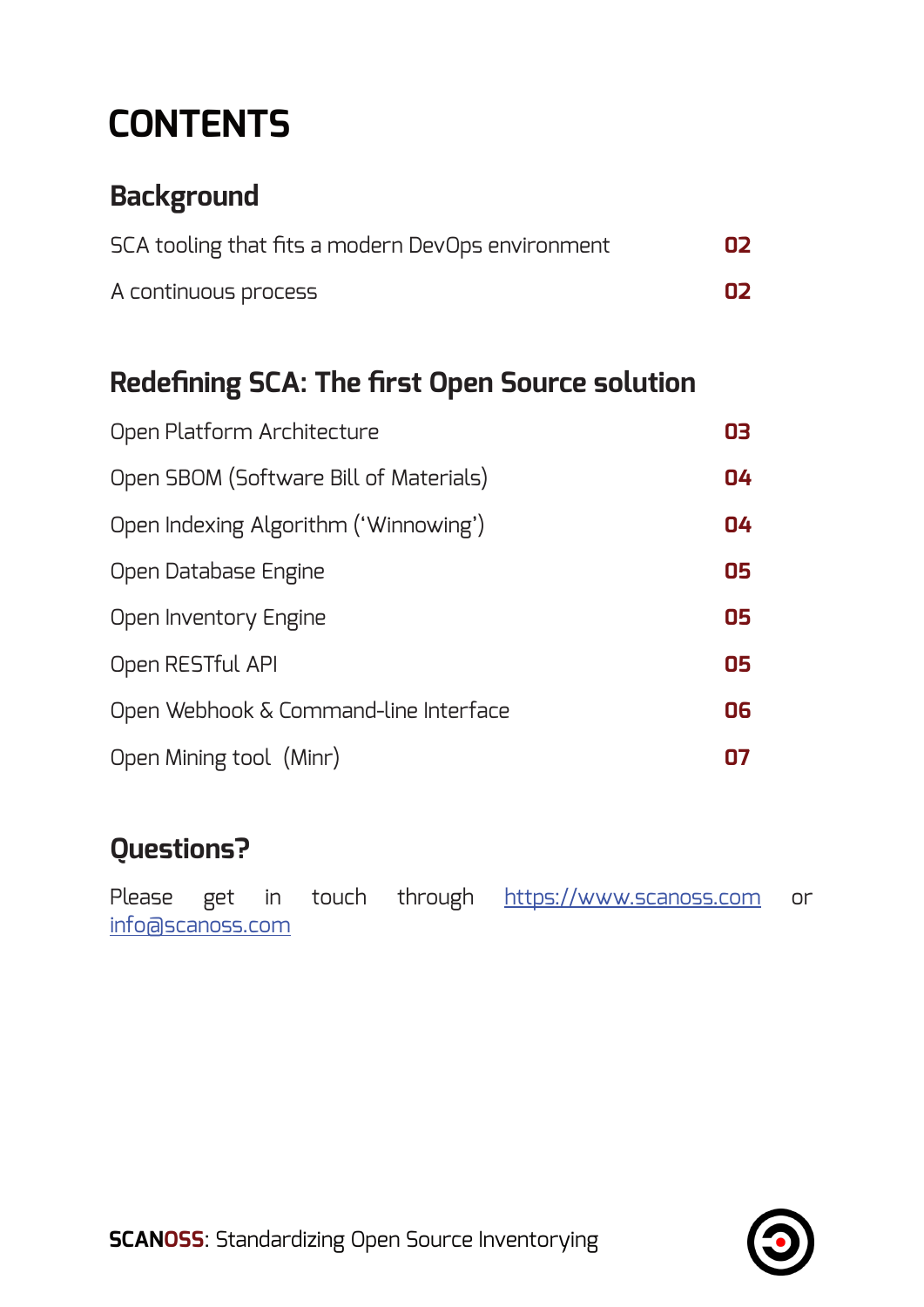# CONTENTS

## Background

| | |
|---|---|
| SCA tooling that fits a modern DevOps environment | **02** |
| A continuous process | **02** |

## Redefining SCA: The first Open Source solution

| | |
|---|---|
| Open Platform Architecture | **03** |
| Open SBOM (Software Bill of Materials) | **04** |
| Open Indexing Algorithm ('Winnowing') | **04** |
| Open Database Engine | **05** |
| Open Inventory Engine | **05** |
| Open RESTful API | **05** |
| Open Webhook & Command-line Interface | **06** |
| Open Mining tool (Minr) | **07** |

## Questions?

Please get in touch through https://www.scanoss.com or info@scanoss.com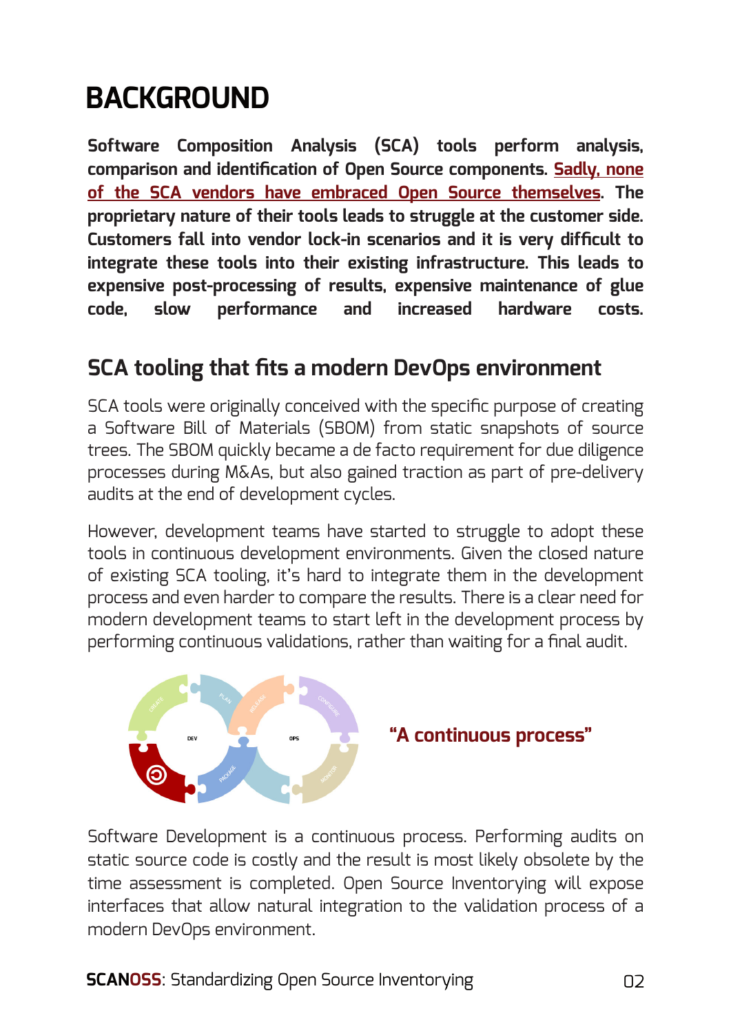# BACKGROUND

**Software Composition Analysis (SCA) tools perform analysis, comparison and identification of Open Source components. Sadly, none of the SCA vendors have embraced Open Source themselves. The proprietary nature of their tools leads to struggle at the customer side. Customers fall into vendor lock-in scenarios and it is very difficult to integrate these tools into their existing infrastructure. This leads to expensive post-processing of results, expensive maintenance of glue code, slow performance and increased hardware costs.**

## SCA tooling that fits a modern DevOps environment

SCA tools were originally conceived with the specific purpose of creating a Software Bill of Materials (SBOM) from static snapshots of source trees. The SBOM quickly became a de facto requirement for due diligence processes during M&As, but also gained traction as part of pre-delivery audits at the end of development cycles.

However, development teams have started to struggle to adopt these tools in continuous development environments. Given the closed nature of existing SCA tooling, it's hard to integrate them in the development process and even harder to compare the results. There is a clear need for modern development teams to start left in the development process by performing continuous validations, rather than waiting for a final audit.

**"A continuous process"**

Software Development is a continuous process. Performing audits on static source code is costly and the result is most likely obsolete by the time assessment is completed. Open Source Inventorying will expose interfaces that allow natural integration to the validation process of a modern DevOps environment.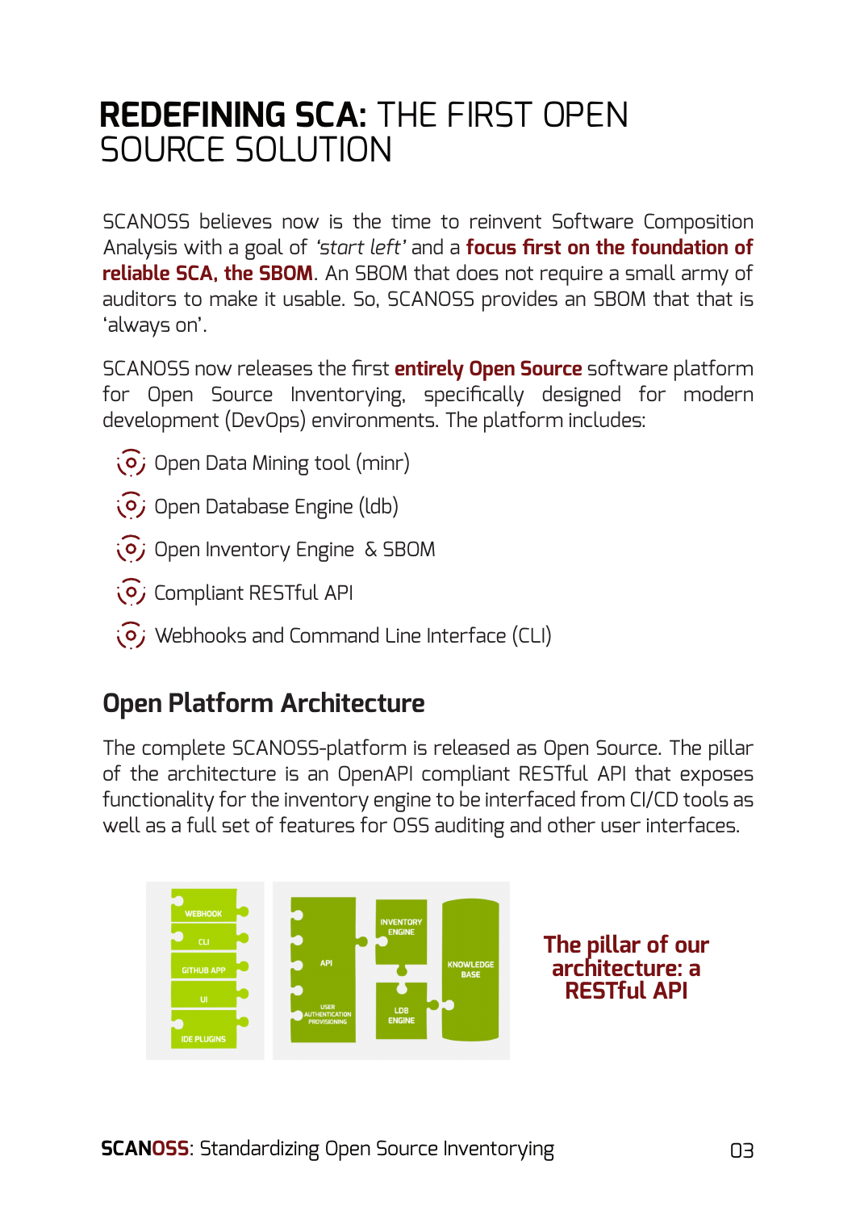# **REDEFINING SCA:** THE FIRST OPEN SOURCE SOLUTION

SCANOSS believes now is the time to reinvent Software Composition Analysis with a goal of *'start left'* and a **focus first on the foundation of reliable SCA, the SBOM**. An SBOM that does not require a small army of auditors to make it usable. So, SCANOSS provides an SBOM that that is 'always on'.

SCANOSS now releases the first **entirely Open Source** software platform for Open Source Inventorying, specifically designed for modern development (DevOps) environments. The platform includes:

- Open Data Mining tool (minr)
- Open Database Engine (ldb)
- Open Inventory Engine & SBOM
- Compliant RESTful API
- Webhooks and Command Line Interface (CLI)

## Open Platform Architecture

The complete SCANOSS-platform is released as Open Source. The pillar of the architecture is an OpenAPI compliant RESTful API that exposes functionality for the inventory engine to be interfaced from CI/CD tools as well as a full set of features for OSS auditing and other user interfaces.

WEBHOOK
CLI
GITHUB APP
UI
IDE PLUGINS
API
USER AUTHENTICATION PROVISIONING
INVENTORY ENGINE
LDB ENGINE
KNOWLEDGE BASE

**The pillar of our architecture: a RESTful API**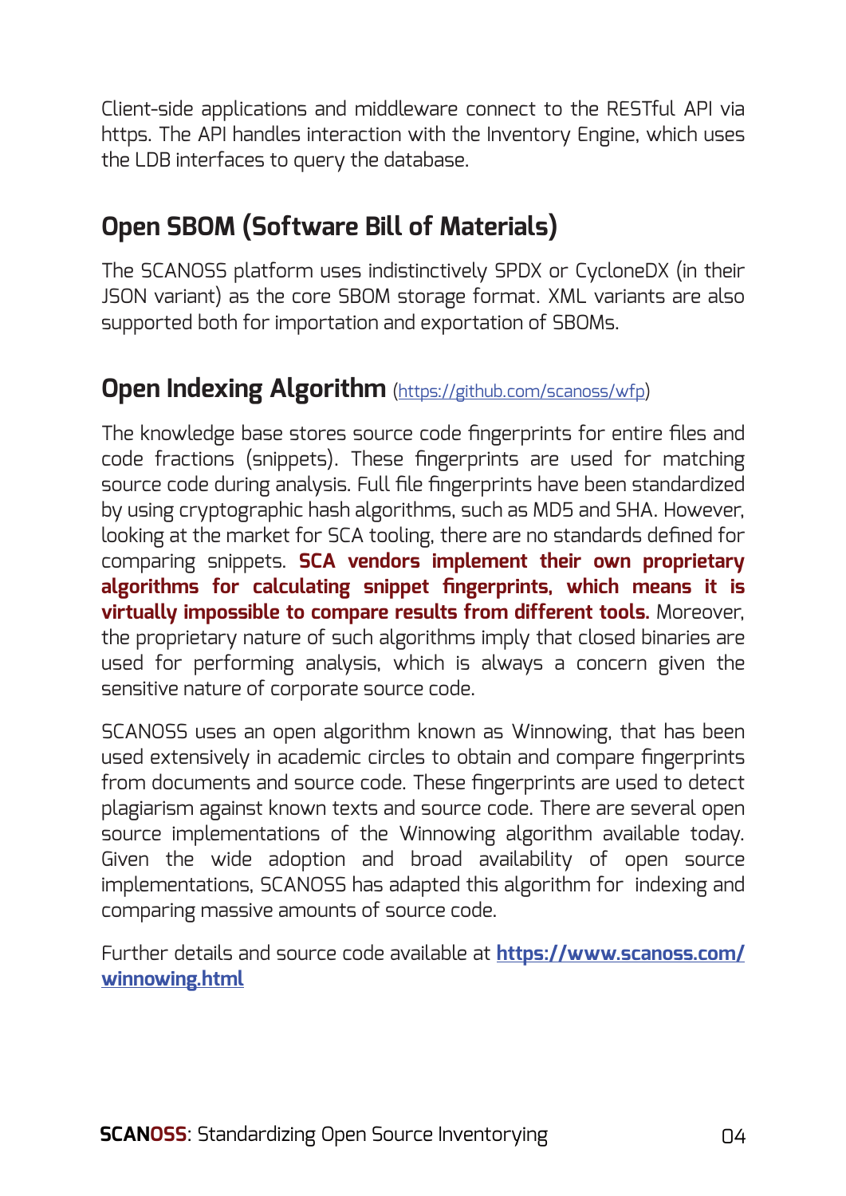Client-side applications and middleware connect to the RESTful API via https. The API handles interaction with the Inventory Engine, which uses the LDB interfaces to query the database.

## Open SBOM (Software Bill of Materials)

The SCANOSS platform uses indistinctively SPDX or CycloneDX (in their JSON variant) as the core SBOM storage format. XML variants are also supported both for importation and exportation of SBOMs.

## Open Indexing Algorithm ([https://github.com/scanoss/wfp](https://github.com/scanoss/wfp))

The knowledge base stores source code fingerprints for entire files and code fractions (snippets). These fingerprints are used for matching source code during analysis. Full file fingerprints have been standardized by using cryptographic hash algorithms, such as MD5 and SHA. However, looking at the market for SCA tooling, there are no standards defined for comparing snippets. **SCA vendors implement their own proprietary algorithms for calculating snippet fingerprints, which means it is virtually impossible to compare results from different tools.** Moreover, the proprietary nature of such algorithms imply that closed binaries are used for performing analysis, which is always a concern given the sensitive nature of corporate source code.

SCANOSS uses an open algorithm known as Winnowing, that has been used extensively in academic circles to obtain and compare fingerprints from documents and source code. These fingerprints are used to detect plagiarism against known texts and source code. There are several open source implementations of the Winnowing algorithm available today. Given the wide adoption and broad availability of open source implementations, SCANOSS has adapted this algorithm for indexing and comparing massive amounts of source code.

Further details and source code available at **[https://www.scanoss.com/winnowing.html](https://www.scanoss.com/winnowing.html)**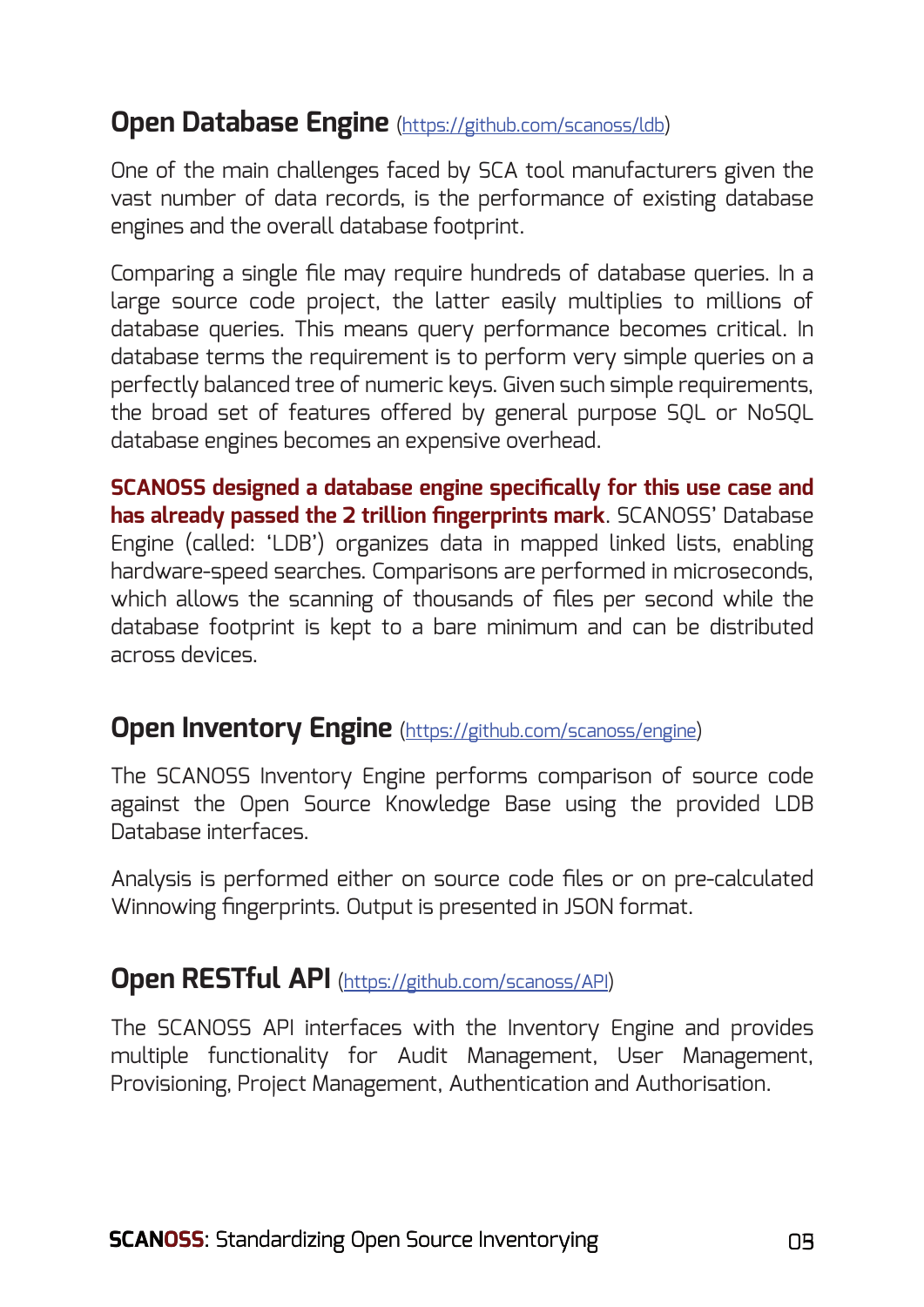## Open Database Engine ([https://github.com/scanoss/ldb](https://github.com/scanoss/ldb))

One of the main challenges faced by SCA tool manufacturers given the vast number of data records, is the performance of existing database engines and the overall database footprint.

Comparing a single file may require hundreds of database queries. In a large source code project, the latter easily multiplies to millions of database queries. This means query performance becomes critical. In database terms the requirement is to perform very simple queries on a perfectly balanced tree of numeric keys. Given such simple requirements, the broad set of features offered by general purpose SQL or NoSQL database engines becomes an expensive overhead.

**SCANOSS designed a database engine specifically for this use case and has already passed the 2 trillion fingerprints mark**. SCANOSS' Database Engine (called: 'LDB') organizes data in mapped linked lists, enabling hardware-speed searches. Comparisons are performed in microseconds, which allows the scanning of thousands of files per second while the database footprint is kept to a bare minimum and can be distributed across devices.

## Open Inventory Engine ([https://github.com/scanoss/engine](https://github.com/scanoss/engine))

The SCANOSS Inventory Engine performs comparison of source code against the Open Source Knowledge Base using the provided LDB Database interfaces.

Analysis is performed either on source code files or on pre-calculated Winnowing fingerprints. Output is presented in JSON format.

## Open RESTful API ([https://github.com/scanoss/API](https://github.com/scanoss/API))

The SCANOSS API interfaces with the Inventory Engine and provides multiple functionality for Audit Management, User Management, Provisioning, Project Management, Authentication and Authorisation.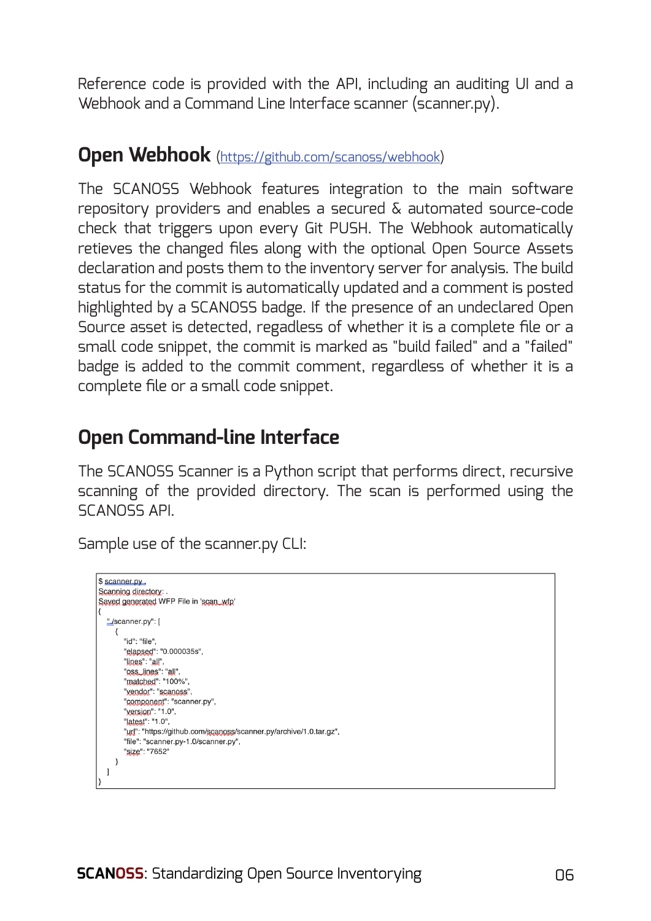Reference code is provided with the API, including an auditing UI and a Webhook and a Command Line Interface scanner (scanner.py).

## Open Webhook (https://github.com/scanoss/webhook)

The SCANOSS Webhook features integration to the main software repository providers and enables a secured & automated source-code check that triggers upon every Git PUSH. The Webhook automatically retieves the changed files along with the optional Open Source Assets declaration and posts them to the inventory server for analysis. The build status for the commit is automatically updated and a comment is posted highlighted by a SCANOSS badge. If the presence of an undeclared Open Source asset is detected, regadless of whether it is a complete file or a small code snippet, the commit is marked as "build failed" and a "failed" badge is added to the commit comment, regardless of whether it is a complete file or a small code snippet.

## Open Command-line Interface

The SCANOSS Scanner is a Python script that performs direct, recursive scanning of the provided directory. The scan is performed using the SCANOSS API.

Sample use of the scanner.py CLI:

```
$ scanner.py .
Scanning directory: .
Saved generated WFP File in 'scan_wfp'
{
  "./scanner.py": [
    {
      "id": "file",
      "elapsed": "0.000035s",
      "lines": "all",
      "oss_lines": "all",
      "matched": "100%",
      "vendor": "scanoss",
      "component": "scanner.py",
      "version": "1.0",
      "latest": "1.0",
      "url": "https://github.com/scanoss/scanner.py/archive/1.0.tar.gz",
      "file": "scanner.py-1.0/scanner.py",
      "size": "7652"
    }
  ]
}
```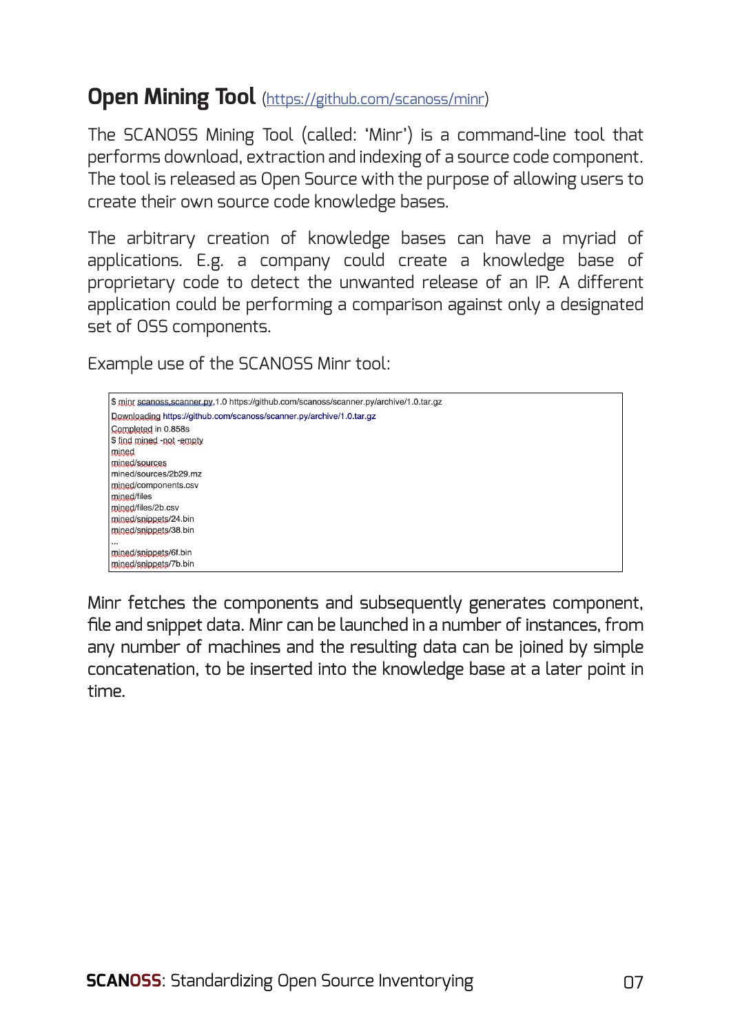## Open Mining Tool (https://github.com/scanoss/minr)

The SCANOSS Mining Tool (called: 'Minr') is a command-line tool that performs download, extraction and indexing of a source code component. The tool is released as Open Source with the purpose of allowing users to create their own source code knowledge bases.

The arbitrary creation of knowledge bases can have a myriad of applications. E.g. a company could create a knowledge base of proprietary code to detect the unwanted release of an IP. A different application could be performing a comparison against only a designated set of OSS components.

Example use of the SCANOSS Minr tool:

```
$ minr scanoss,scanner.py,1.0 https://github.com/scanoss/scanner.py/archive/1.0.tar.gz
Downloading https://github.com/scanoss/scanner.py/archive/1.0.tar.gz
Completed in 0.858s
$ find mined -not -empty
mined
mined/sources
mined/sources/2b29.mz
mined/components.csv
mined/files
mined/files/2b.csv
mined/snippets/24.bin
mined/snippets/38.bin
...
mined/snippets/6f.bin
mined/snippets/7b.bin
```

Minr fetches the components and subsequently generates component, file and snippet data. Minr can be launched in a number of instances, from any number of machines and the resulting data can be joined by simple concatenation, to be inserted into the knowledge base at a later point in time.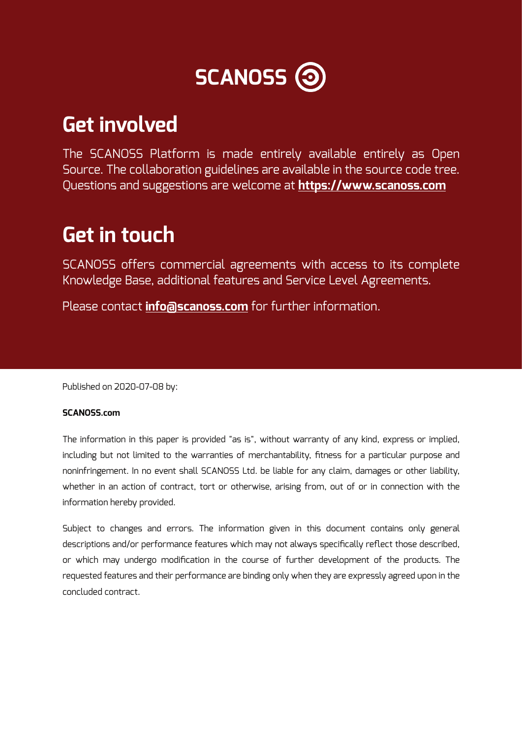SCANOSS

# Get involved

The SCANOSS Platform is made entirely available entirely as Open Source. The collaboration guidelines are available in the source code tree. Questions and suggestions are welcome at **https://www.scanoss.com**

# Get in touch

SCANOSS offers commercial agreements with access to its complete Knowledge Base, additional features and Service Level Agreements.

Please contact **info@scanoss.com** for further information.

Published on 2020-07-08 by:

**SCANOSS.com**

The information in this paper is provided "as is", without warranty of any kind, express or implied, including but not limited to the warranties of merchantability, fitness for a particular purpose and noninfringement. In no event shall SCANOSS Ltd. be liable for any claim, damages or other liability, whether in an action of contract, tort or otherwise, arising from, out of or in connection with the information hereby provided.

Subject to changes and errors. The information given in this document contains only general descriptions and/or performance features which may not always specifically reflect those described, or which may undergo modification in the course of further development of the products. The requested features and their performance are binding only when they are expressly agreed upon in the concluded contract.